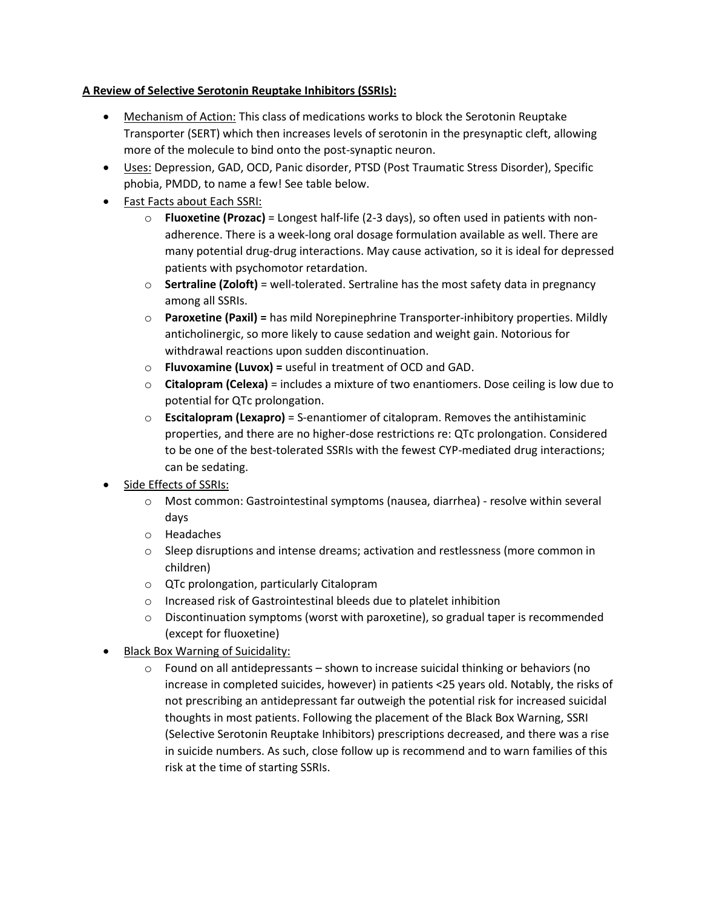**A Review of Selective Serotonin Reuptake Inhibitors (SSRIs):**

- Mechanism of Action: This class of medications works to block the Serotonin Reuptake Transporter (SERT) which then increases levels of serotonin in the presynaptic cleft, allowing more of the molecule to bind onto the post-synaptic neuron.
- Uses: Depression, GAD, OCD, Panic disorder, PTSD (Post Traumatic Stress Disorder), Specific phobia, PMDD, to name a few! See table below.
- Fast Facts about Each SSRI:
  - **Fluoxetine (Prozac)** = Longest half-life (2-3 days), so often used in patients with non-adherence. There is a week-long oral dosage formulation available as well. There are many potential drug-drug interactions. May cause activation, so it is ideal for depressed patients with psychomotor retardation.
  - **Sertraline (Zoloft)** = well-tolerated. Sertraline has the most safety data in pregnancy among all SSRIs.
  - **Paroxetine (Paxil) =** has mild Norepinephrine Transporter-inhibitory properties. Mildly anticholinergic, so more likely to cause sedation and weight gain. Notorious for withdrawal reactions upon sudden discontinuation.
  - **Fluvoxamine (Luvox) =** useful in treatment of OCD and GAD.
  - **Citalopram (Celexa)** = includes a mixture of two enantiomers. Dose ceiling is low due to potential for QTc prolongation.
  - **Escitalopram (Lexapro)** = S-enantiomer of citalopram. Removes the antihistaminic properties, and there are no higher-dose restrictions re: QTc prolongation. Considered to be one of the best-tolerated SSRIs with the fewest CYP-mediated drug interactions; can be sedating.
- Side Effects of SSRIs:
  - Most common: Gastrointestinal symptoms (nausea, diarrhea) - resolve within several days
  - Headaches
  - Sleep disruptions and intense dreams; activation and restlessness (more common in children)
  - QTc prolongation, particularly Citalopram
  - Increased risk of Gastrointestinal bleeds due to platelet inhibition
  - Discontinuation symptoms (worst with paroxetine), so gradual taper is recommended (except for fluoxetine)
- Black Box Warning of Suicidality:
  - Found on all antidepressants – shown to increase suicidal thinking or behaviors (no increase in completed suicides, however) in patients <25 years old. Notably, the risks of not prescribing an antidepressant far outweigh the potential risk for increased suicidal thoughts in most patients. Following the placement of the Black Box Warning, SSRI (Selective Serotonin Reuptake Inhibitors) prescriptions decreased, and there was a rise in suicide numbers. As such, close follow up is recommend and to warn families of this risk at the time of starting SSRIs.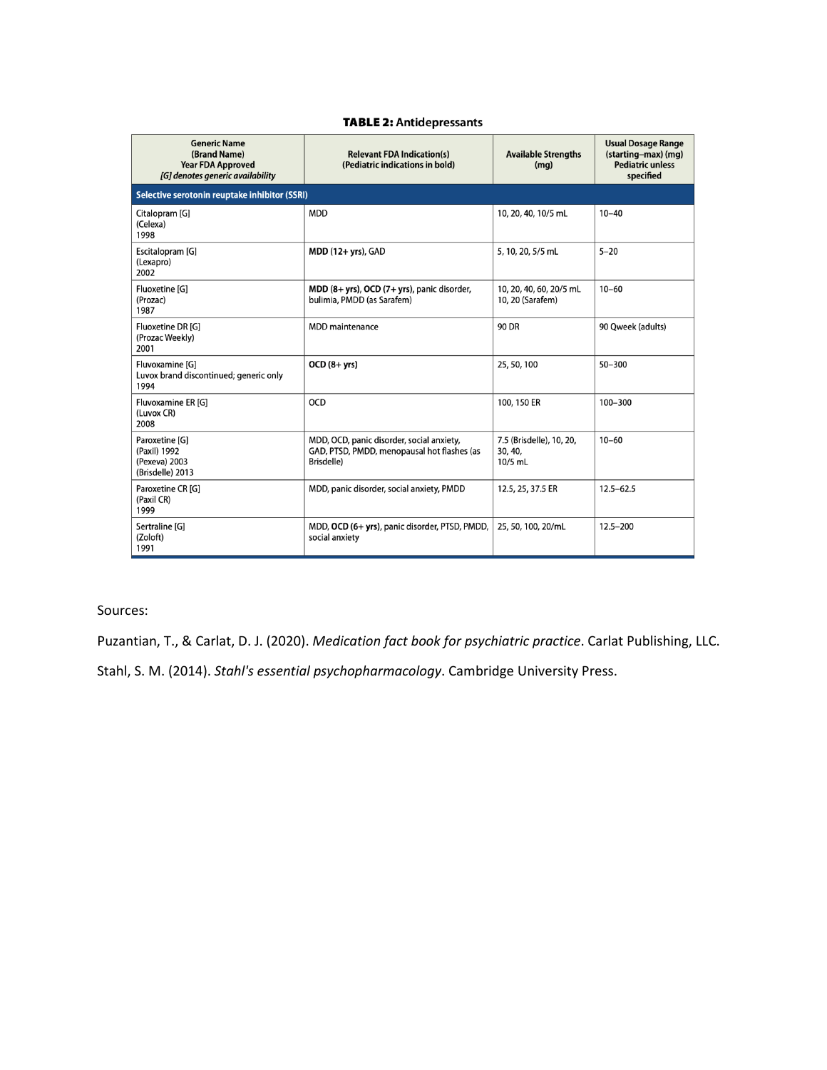**TABLE 2:** Antidepressants

| Generic Name (Brand Name) Year FDA Approved *[G] denotes generic availability* | Relevant FDA Indication(s) (Pediatric indications in bold) | Available Strengths (mg) | Usual Dosage Range (starting–max) (mg) Pediatric unless specified |
|---|---|---|---|
| **Selective serotonin reuptake inhibitor (SSRI)** | | | |
| Citalopram [G] (Celexa) 1998 | MDD | 10, 20, 40, 10/5 mL | 10–40 |
| Escitalopram [G] (Lexapro) 2002 | **MDD (12+ yrs)**, GAD | 5, 10, 20, 5/5 mL | 5–20 |
| Fluoxetine [G] (Prozac) 1987 | **MDD (8+ yrs)**, **OCD (7+ yrs)**, panic disorder, bulimia, PMDD (as Sarafem) | 10, 20, 40, 60, 20/5 mL 10, 20 (Sarafem) | 10–60 |
| Fluoxetine DR [G] (Prozac Weekly) 2001 | MDD maintenance | 90 DR | 90 Qweek (adults) |
| Fluvoxamine [G] Luvox brand discontinued; generic only 1994 | **OCD (8+ yrs)** | 25, 50, 100 | 50–300 |
| Fluvoxamine ER [G] (Luvox CR) 2008 | OCD | 100, 150 ER | 100–300 |
| Paroxetine [G] (Paxil) 1992 (Pexeva) 2003 (Brisdelle) 2013 | MDD, OCD, panic disorder, social anxiety, GAD, PTSD, PMDD, menopausal hot flashes (as Brisdelle) | 7.5 (Brisdelle), 10, 20, 30, 40, 10/5 mL | 10–60 |
| Paroxetine CR [G] (Paxil CR) 1999 | MDD, panic disorder, social anxiety, PMDD | 12.5, 25, 37.5 ER | 12.5–62.5 |
| Sertraline [G] (Zoloft) 1991 | MDD, **OCD (6+ yrs)**, panic disorder, PTSD, PMDD, social anxiety | 25, 50, 100, 20/mL | 12.5–200 |

Sources:

Puzantian, T., & Carlat, D. J. (2020). *Medication fact book for psychiatric practice*. Carlat Publishing, LLC.

Stahl, S. M. (2014). *Stahl's essential psychopharmacology*. Cambridge University Press.